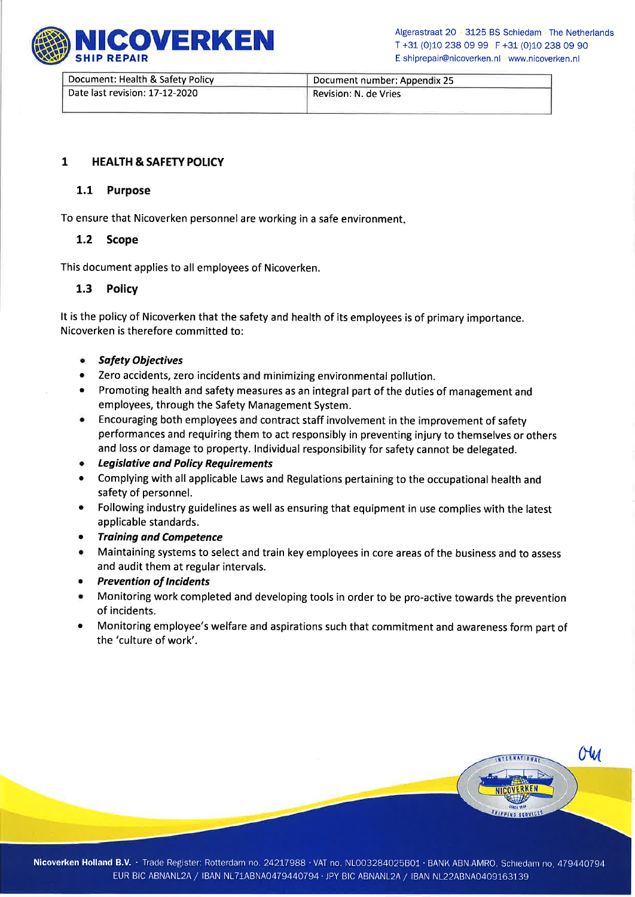| Document: Health & Safety Policy | Document number: Appendix 25 |
| --- | --- |
| Date last revision: 17-12-2020 | Revision: N. de Vries |

# 1 HEALTH & SAFETY POLICY

## 1.1 Purpose

To ensure that Nicoverken personnel are working in a safe environment.

## 1.2 Scope

This document applies to all employees of Nicoverken.

## 1.3 Policy

It is the policy of Nicoverken that the safety and health of its employees is of primary importance. Nicoverken is therefore committed to:

- ***Safety Objectives***
- Zero accidents, zero incidents and minimizing environmental pollution.
- Promoting health and safety measures as an integral part of the duties of management and employees, through the Safety Management System.
- Encouraging both employees and contract staff involvement in the improvement of safety performances and requiring them to act responsibly in preventing injury to themselves or others and loss or damage to property. Individual responsibility for safety cannot be delegated.
- ***Legislative and Policy Requirements***
- Complying with all applicable Laws and Regulations pertaining to the occupational health and safety of personnel.
- Following industry guidelines as well as ensuring that equipment in use complies with the latest applicable standards.
- ***Training and Competence***
- Maintaining systems to select and train key employees in core areas of the business and to assess and audit them at regular intervals.
- ***Prevention of Incidents***
- Monitoring work completed and developing tools in order to be pro-active towards the prevention of incidents.
- Monitoring employee's welfare and aspirations such that commitment and awareness form part of the 'culture of work'.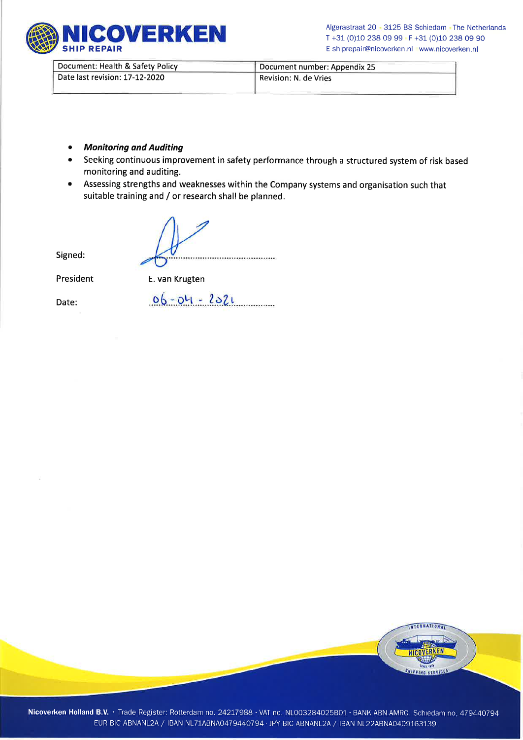| Document: Health & Safety Policy | Document number: Appendix 25 |
|---|---|
| Date last revision: 17-12-2020 | Revision: N. de Vries |

- ***Monitoring and Auditing***
- Seeking continuous improvement in safety performance through a structured system of risk based monitoring and auditing.
- Assessing strengths and weaknesses within the Company systems and organisation such that suitable training and / or research shall be planned.

Signed: ...............................................

President E. van Krugten

Date: 06-04-2021